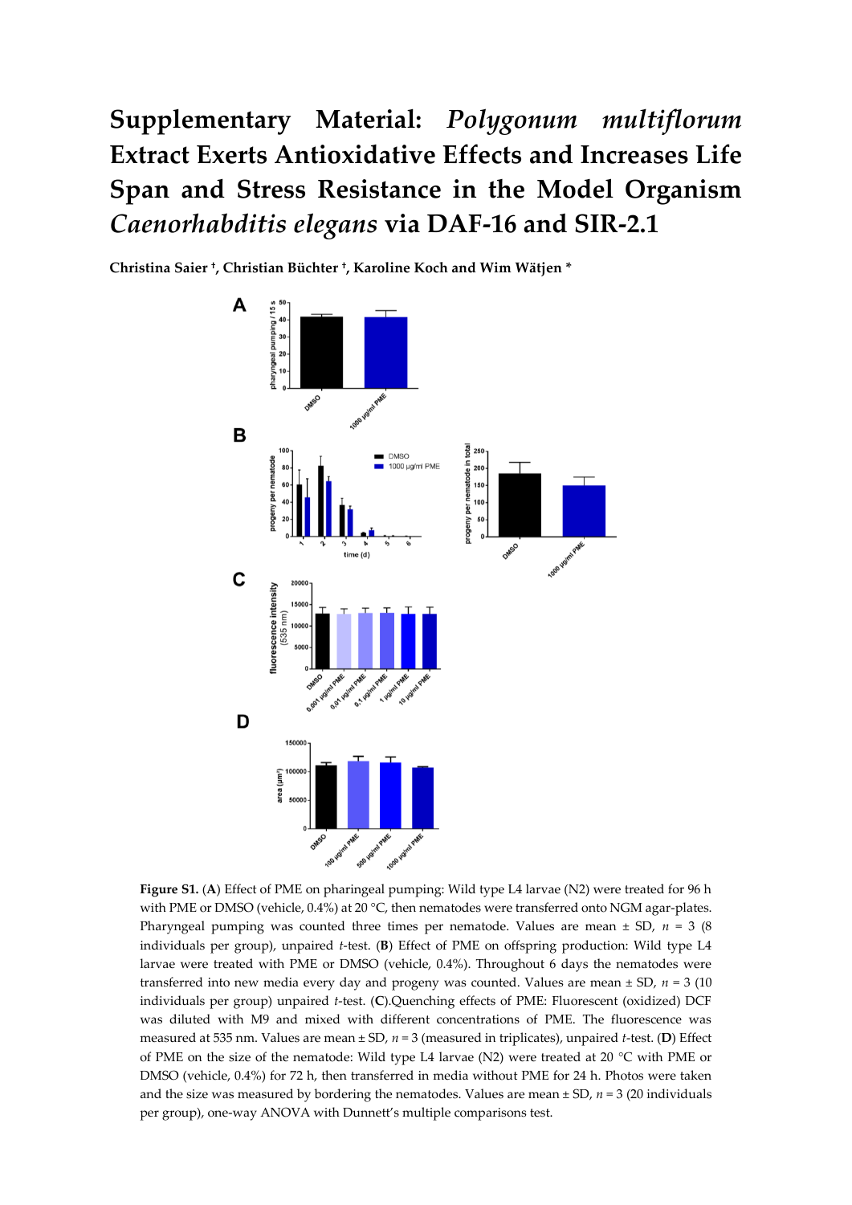# Supplementary Material: *Polygonum multiflorum* Extract Exerts Antioxidative Effects and Increases Life Span and Stress Resistance in the Model Organism *Caenorhabditis elegans* via DAF-16 and SIR-2.1

**Christina Saier [†], Christian Büchter [†], Karoline Koch and Wim Wätjen [*]**

**Figure S1.** (**A**) Effect of PME on pharingeal pumping: Wild type L4 larvae (N2) were treated for 96 h with PME or DMSO (vehicle, 0.4%) at 20 °C, then nematodes were transferred onto NGM agar-plates. Pharyngeal pumping was counted three times per nematode. Values are mean ± SD, *n* = 3 (8 individuals per group), unpaired *t*-test. (**B**) Effect of PME on offspring production: Wild type L4 larvae were treated with PME or DMSO (vehicle, 0.4%). Throughout 6 days the nematodes were transferred into new media every day and progeny was counted. Values are mean ± SD, *n* = 3 (10 individuals per group) unpaired *t*-test. (**C**).Quenching effects of PME: Fluorescent (oxidized) DCF was diluted with M9 and mixed with different concentrations of PME. The fluorescence was measured at 535 nm. Values are mean ± SD, *n* = 3 (measured in triplicates), unpaired *t*-test. (**D**) Effect of PME on the size of the nematode: Wild type L4 larvae (N2) were treated at 20 °C with PME or DMSO (vehicle, 0.4%) for 72 h, then transferred in media without PME for 24 h. Photos were taken and the size was measured by bordering the nematodes. Values are mean ± SD, *n* = 3 (20 individuals per group), one-way ANOVA with Dunnett's multiple comparisons test.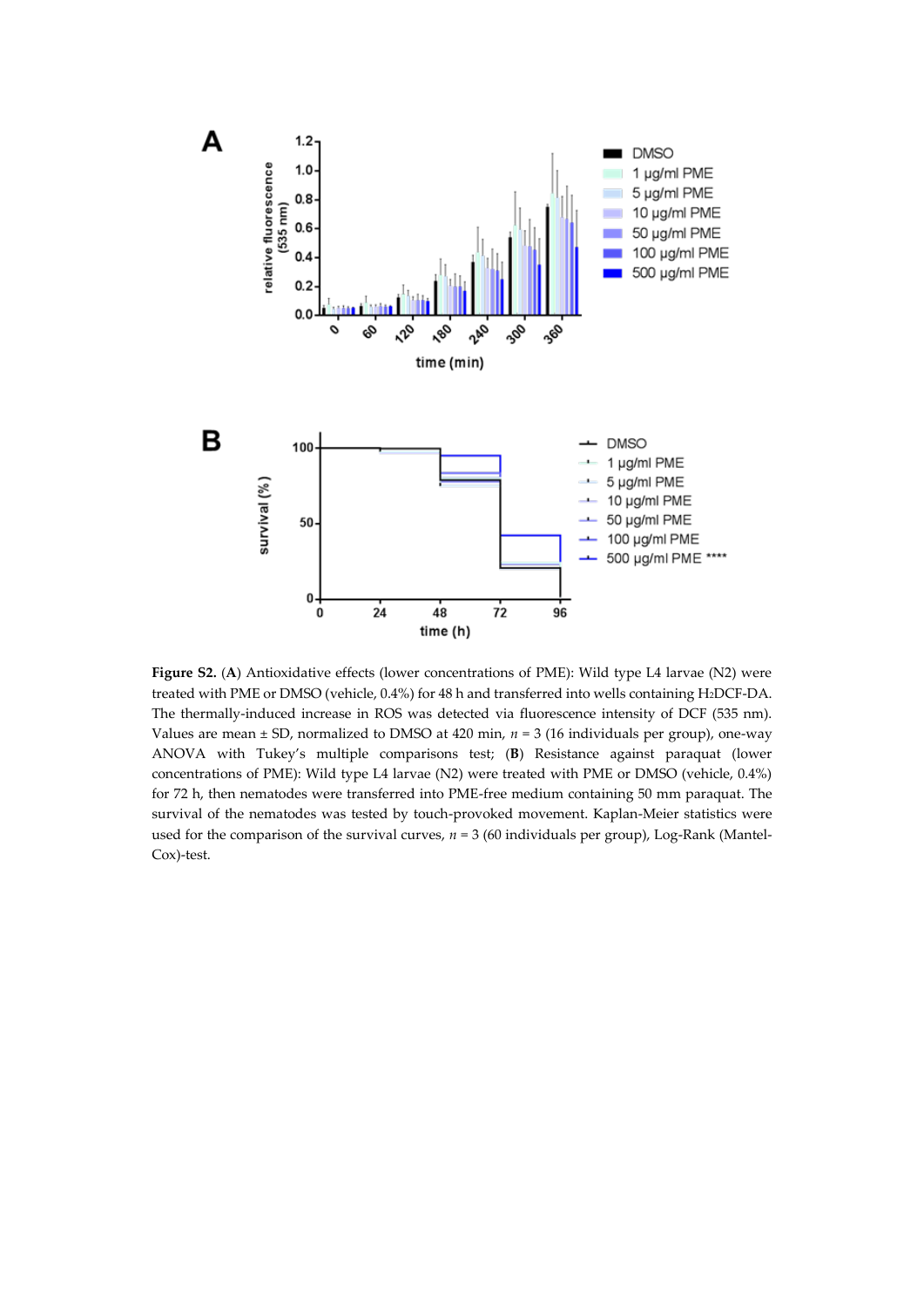A

relative fluorescence (535 nm)

1.2
1.0
0.8
0.6
0.4
0.2
0.0

0
60
120
180
240
300
360

time (min)

DMSO
1 µg/ml PME
5 µg/ml PME
10 µg/ml PME
50 µg/ml PME
100 µg/ml PME
500 µg/ml PME

B

survival (%)

100
50
0

0
24
48
72
96

time (h)

DMSO
1 µg/ml PME
5 µg/ml PME
10 µg/ml PME
50 µg/ml PME
100 µg/ml PME
500 µg/ml PME ****

**Figure S2.** (**A**) Antioxidative effects (lower concentrations of PME): Wild type L4 larvae (N2) were treated with PME or DMSO (vehicle, 0.4%) for 48 h and transferred into wells containing $H_2$DCF-DA. The thermally-induced increase in ROS was detected via fluorescence intensity of DCF (535 nm). Values are mean ± SD, normalized to DMSO at 420 min, *n* = 3 (16 individuals per group), one-way ANOVA with Tukey's multiple comparisons test; (**B**) Resistance against paraquat (lower concentrations of PME): Wild type L4 larvae (N2) were treated with PME or DMSO (vehicle, 0.4%) for 72 h, then nematodes were transferred into PME-free medium containing 50 mm paraquat. The survival of the nematodes was tested by touch-provoked movement. Kaplan-Meier statistics were used for the comparison of the survival curves, *n* = 3 (60 individuals per group), Log-Rank (Mantel-Cox)-test.